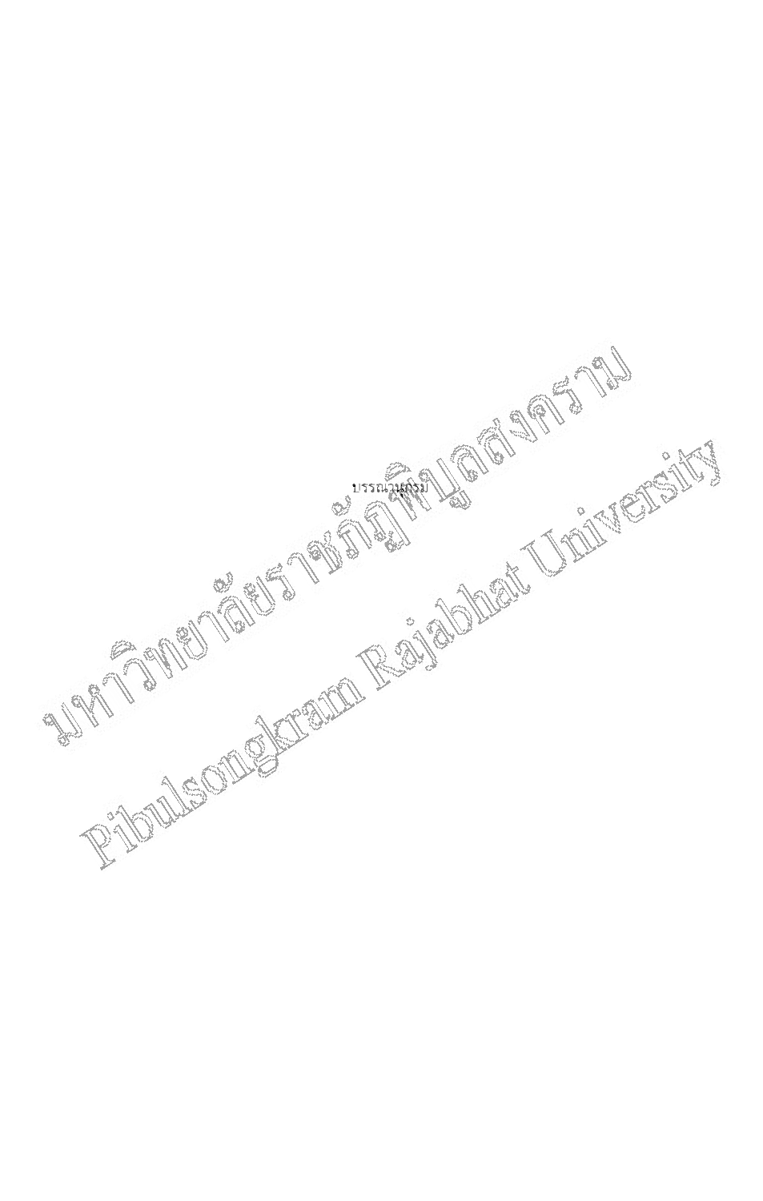บรรณานุกรม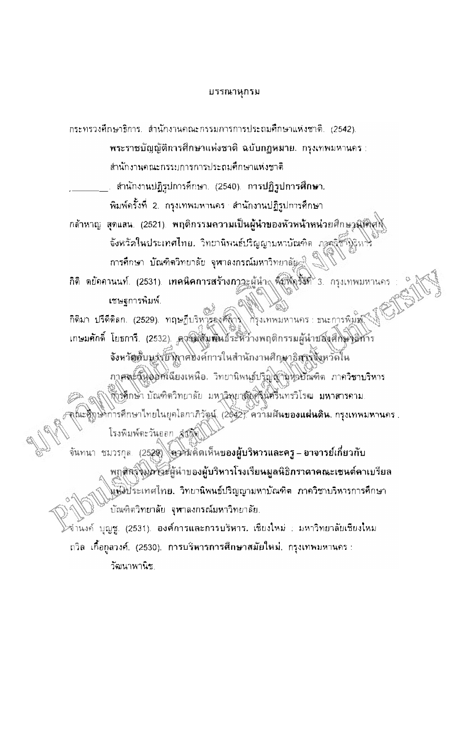บรรณานุกรม

กระทรวงศึกษาธิการ. สำนักงานคณะกรรมการการประถมศึกษาแห่งชาติ. (2542). **พระราชบัญญัติการศึกษาแห่งชาติ ฉบับกฎหมาย.** กรุงเทพมหานคร : สำนักงานคณะกรรมการการประถมศึกษาแห่งชาติ

________. สำนักงานปฏิรูปการศึกษา. (2540). **การปฏิรูปการศึกษา.** พิมพ์ครั้งที่ 2. กรุงเทพมหานคร : สำนักงานปฏิรูปการศึกษา

กล้าหาญ สุดแสน. (2521). **พฤติกรรมความเป็นผู้นำของหัวหน้าหน่วยศึกษานิเทศก์จังหวัดในประเทศไทย.** วิทยานิพนธ์ปริญญามหาบัณฑิต ภาควิชาบริหารการศึกษา บัณฑิตวิทยาลัย จุฬาลงกรณ์มหาวิทยาลัย.

กิติ ตยัคคานนท์. (2531). **เทคนิคการสร้างภาวะผู้นำ.** พิมพ์ครั้งที่ 3. กรุงเทพมหานคร : เซษฐการพิมพ์.

กิติมา ปรีดีดิลก. (2529). ทฤษฎีบริหารองค์การ. กรุงเทพมหานคร : ธนะการพิมพ์.

เกษมศักดิ์ โยธการี. (2532). **ความสัมพันธ์ระหว่างพฤติกรรมผู้นำของศึกษาธิการจังหวัดกับบรรยากาศองค์การในสำนักงานศึกษาธิการจังหวัดในภาคตะวันออกเฉียงเหนือ.** วิทยานิพนธ์ปริญญามหาบัณฑิต ภาควิชาบริหารการศึกษา บัณฑิตวิทยาลัย มหาวิทยาลัยศรีนครินทรวิโรฒ มหาสารคาม.

คณะศึกษาการศึกษาไทยในยุคโลกาภิวัฒน์. (2542). ความฝัน**ของแผ่นดิน.** กรุงเทพมหานคร : โรงพิมพ์ตะวันออก จำกัด.

จันทนา ชมวรกุล. (2529). **ความคิดเห็นของผู้บริหารและครู – อาจารย์เกี่ยวกับพฤติกรรมภาวะผู้นำของผู้บริหารโรงเรียนมูลนิธิกราตาคณะเซนต์คาเบรียลแห่งประเทศไทย.** วิทยานิพนธ์ปริญญามหาบัณฑิต ภาควิชาบริหารการศึกษา บัณฑิตวิทยาลัย จุฬาลงกรณ์มหาวิทยาลัย.

จำนงค์ บุญชู. (2531). องค์การและการบริหาร. เชียงใหม่ : มหาวิทยาลัยเชียงใหม่

ถวิล เกื้อกูลวงศ์. (2530). **การบริหารการศึกษาสมัยใหม่.** กรุงเทพมหานคร : วัฒนาพานิช.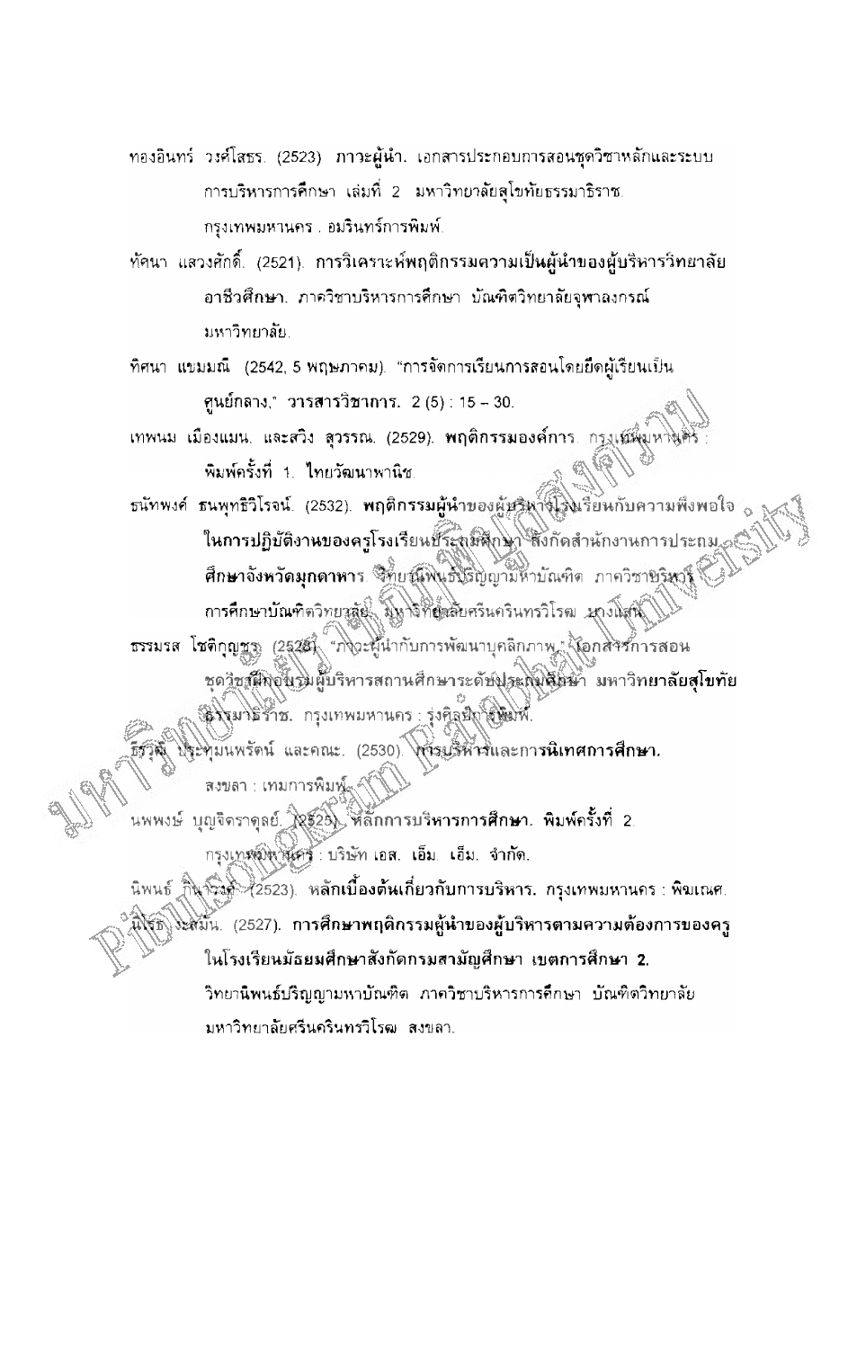ทองอินทร์ วงศ์โสธร. (2523). **ภาวะผู้นำ.** เอกสารประกอบการสอนชุดวิชาหลักและระบบการบริหารการศึกษา เล่มที่ 2 มหาวิทยาลัยสุโขทัยธรรมาธิราช. กรุงเทพมหานคร : อมรินทร์การพิมพ์.

ทัศนา แสวงศักดิ์. (2521). **การวิเคราะห์พฤติกรรมความเป็นผู้นำของผู้บริหารวิทยาลัยอาชีวศึกษา.** ภาควิชาบริหารการศึกษา บัณฑิตวิทยาลัยจุฬาลงกรณ์มหาวิทยาลัย.

ทิศนา แขมมณี (2542, 5 พฤษภาคม). "การจัดการเรียนการสอนโดยยึดผู้เรียนเป็นศูนย์กลาง," **วารสารวิชาการ.** 2 (5) : 15 – 30.

เทพนม เมืองแมน. และสวิง สุวรรณ. (2529). **พฤติกรรมองค์การ.** กรุงเทพมหานคร : พิมพ์ครั้งที่ 1. ไทยวัฒนาพานิช.

ธนัทพงศ์ ธนพุทธิวิโรจน์. (2532). **พฤติกรรมผู้นำของผู้บริหารโรงเรียนกับความพึงพอใจในการปฏิบัติงานของครูโรงเรียนประถมศึกษา สังกัดสำนักงานการประถมศึกษาจังหวัดมุกดาหาร.** วิทยานิพนธ์ปริญญามหาบัณฑิต ภาควิชาบริหารการศึกษาบัณฑิตวิทยาลัย มหาวิทยาลัยศรีนครินทรวิโรฒ บางแสน.

ธรรมรส โชติกุญชร. (2528). "ภาวะผู้นำกับการพัฒนาบุคลิกภาพ," เอกสารการสอนชุดวิชาฝึกอบรมผู้บริหารสถานศึกษาระดับประถมศึกษา มหาวิทยาลัยสุโขทัยธรรมาธิราช. กรุงเทพมหานคร : รุ่งศิลป์การพิมพ์.

ธีรวุฒิ ประทุมนพรัตน์ และคณะ. (2530). **การบริหารและการนิเทศการศึกษา.** สงขลา : เทมการพิมพ์.

นพพงษ์ บุญจิตราดุลย์. (2525). **หลักการบริหารการศึกษา.** พิมพ์ครั้งที่ 2. กรุงเทพมหานคร : บริษัท เอส. เอ็ม. เอ็ม. จำกัด.

นิพนธ์ กินาวงศ์. (2523). **หลักเบื้องต้นเกี่ยวกับการบริหาร.** กรุงเทพมหานคร : พิฆเณศ.

นิโรธ จะสมัน. (2527). **การศึกษาพฤติกรรมผู้นำของผู้บริหารตามความต้องการของครูในโรงเรียนมัธยมศึกษาสังกัดกรมสามัญศึกษา เขตการศึกษา 2.** วิทยานิพนธ์ปริญญามหาบัณฑิต ภาควิชาบริหารการศึกษา บัณฑิตวิทยาลัย มหาวิทยาลัยศรีนครินทรวิโรฒ สงขลา.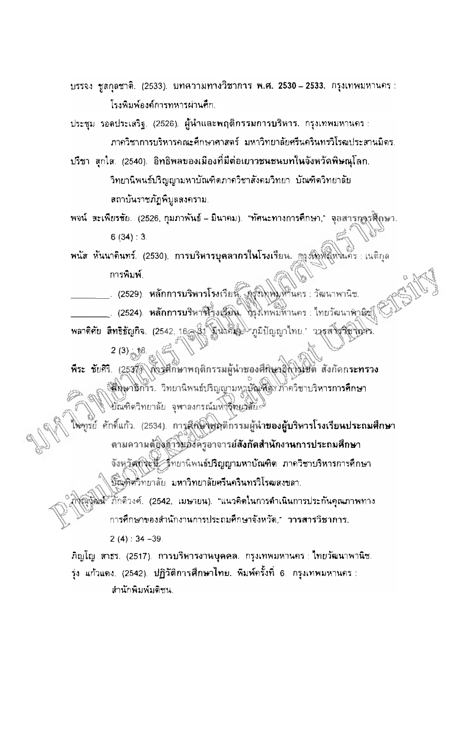บรรจง ชูสกุลชาติ. (2533). บทความทางวิชาการ **พ.ศ. 2530 – 2533.** กรุงเทพมหานคร : โรงพิมพ์องค์การทหารผ่านศึก.

ประชุม รอดประเสริฐ. (2526). **ผู้นำและพฤติกรรมการบริหาร.** กรุงเทพมหานคร : ภาควิชาการบริหารคณะศึกษาศาสตร์ มหาวิทยาลัยศรีนครินทรวิโรฒประสานมิตร.

ปรีชา สุกใส. (2540). **อิทธิพลของเมืองที่มีต่อเยาวชนชนบทในจังหวัดพิษณุโลก.** วิทยานิพนธ์ปริญญามหาบัณฑิตภาควิชาสังคมวิทยา บัณฑิตวิทยาลัย สถาบันราชภัฏพิบูลสงคราม.

พจน์ สะเพียรชัย. (2526, กุมภาพันธ์ – มีนาคม). "ทัศนะทางการศึกษา," **จุลสารการศึกษา.** 6 (34) : 3.

พนัส หันนาคินทร์. (2530). **การบริหารบุคลากรในโรงเรียน.** กรุงเทพมหานคร : เนติกุลการพิมพ์.

________. (2529). **หลักการบริหารโรงเรียน.** กรุงเทพมหานคร : วัฒนาพานิช.

________. (2524). **หลักการบริหารโรงเรียน.** กรุงเทพมหานคร : ไทยวัฒนาพานิช.

พลาดิศัย สิทธิธัญกิจ. (2542, 16 – 31 มีนาคม). "ภูมิปัญญาไทย." **วารสารวิชาการ.** 2 (3) : 18.

พีระ ชัยศิริ. (2537). **การศึกษาพฤติกรรมผู้นำของศึกษาธิการเขต สังกัดกระทรวงศึกษาธิการ.** วิทยานิพนธ์ปริญญามหาบัณฑิต ภาควิชาบริหารการศึกษา บัณฑิตวิทยาลัย จุฬาลงกรณ์มหาวิทยาลัย.

ไพฑูรย์ ศักดิ์แก้ว. (2534). **การศึกษาพฤติกรรมผู้นำของผู้บริหารโรงเรียนประถมศึกษาตามความต้องการของครูอาจารย์สังกัดสำนักงานการประถมศึกษาจังหวัดกระบี่.** วิทยานิพนธ์ปริญญามหาบัณฑิต ภาควิชาบริหารการศึกษา บัณฑิตวิทยาลัย **มหาวิทยาลัยศรีนครินทรวิโรฒสงขลา.**

ภาณุวัฒน์ ภักดีวงศ์. (2542, เมษายน). "แนวคิดในการดำเนินการประกันคุณภาพทางการศึกษาของสำนักงานการประถมศึกษาจังหวัด," **วารสารวิชาการ.** 2 (4) : 34 –39.

ภิญโญ สาธร. (2517). **การบริหารงานบุคคล.** กรุงเทพมหานคร : ไทยวัฒนาพานิช.

รุ่ง แก้วแดง. (2542). **ปฏิวัติการศึกษาไทย.** พิมพ์ครั้งที่ 6. กรุงเทพมหานคร : สำนักพิมพ์มติชน.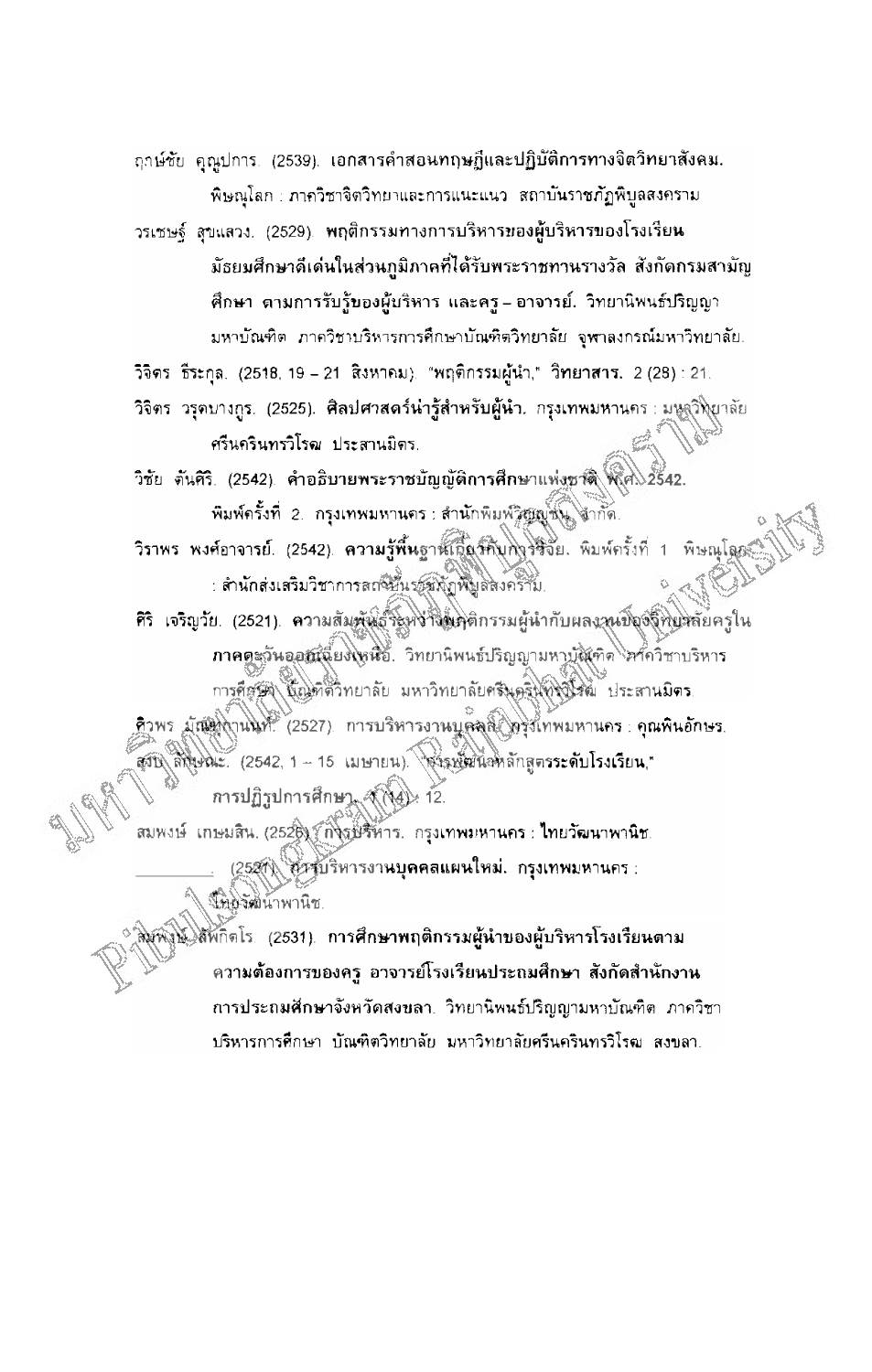ฤกษ์ชัย คุณูปการ. (2539). **เอกสารคำสอนทฤษฎีและปฏิบัติการทางจิตวิทยาสังคม.** พิษณุโลก : ภาควิชาจิตวิทยาและการแนะแนว สถาบันราชภัฏพิบูลสงคราม

วรเชษฐ์ สุขแสวง. (2529). **พฤติกรรมทางการบริหารของผู้บริหารของโรงเรียนมัธยมศึกษาดีเด่นในส่วนภูมิภาคที่ได้รับพระราชทานรางวัล สังกัดกรมสามัญศึกษา ตามการรับรู้ของผู้บริหาร และครู – อาจารย์.** วิทยานิพนธ์ปริญญามหาบัณฑิต ภาควิชาบริหารการศึกษาบัณฑิตวิทยาลัย จุฬาลงกรณ์มหาวิทยาลัย.

วิจิตร ธีระกุล. (2518, 19 – 21 สิงหาคม). "พฤติกรรมผู้นำ," **วิทยาสาร.** 2 (28) : 21.

วิจิตร วรุตบางกูร. (2525). **ศิลปศาสตร์น่ารู้สำหรับผู้นำ.** กรุงเทพมหานคร : มหาวิทยาลัยศรีนครินทรวิโรฒ ประสานมิตร.

วิชัย ตันศิริ. (2542). **คำอธิบายพระราชบัญญัติการศึกษาแห่งชาติ พ.ศ. 2542.** พิมพ์ครั้งที่ 2. กรุงเทพมหานคร : สำนักพิมพ์วิญญูชน จำกัด.

วิราพร พงศ์อาจารย์. (2542). **ความรู้พื้นฐานเกี่ยวกับการวิจัย.** พิมพ์ครั้งที่ 1 พิษณุโลก : สำนักส่งเสริมวิชาการสถาบันราชภัฏพิบูลสงคราม.

ศิริ เจริญวัย. (2521). **ความสัมพันธ์ระหว่างพฤติกรรมผู้นำกับผลงานของวิทยาลัยครูในภาคตะวันออกเฉียงเหนือ.** วิทยานิพนธ์ปริญญามหาบัณฑิต ภาควิชาบริหารการศึกษา บัณฑิตวิทยาลัย มหาวิทยาลัยศรีนครินทรวิโรฒ ประสานมิตร.

ศิวพร มัณฑะกานนท์. (2527). การบริหารงานบุคคล. กรุงเทพมหานคร : คุณพินอักษร.

สงบ ลักษณะ. (2542, 1 – 15 เมษายน). "การพัฒนาหลักสูตรระดับโรงเรียน," **การปฏิรูปการศึกษา.** 1 (14) : 12.

สมพงษ์ เกษมสิน. (2526). **การบริหาร.** กรุงเทพมหานคร : ไทยวัฒนาพานิช.

________. (2521). **การบริหารงานบุคคลแผนใหม่.** กรุงเทพมหานคร : ไทยวัฒนาพานิช.

สมพงษ์ สัพกิตโร. (2531). **การศึกษาพฤติกรรมผู้นำของผู้บริหารโรงเรียนตามความต้องการของครู อาจารย์โรงเรียนประถมศึกษา สังกัดสำนักงานการประถมศึกษาจังหวัดสงขลา.** วิทยานิพนธ์ปริญญามหาบัณฑิต ภาควิชาบริหารการศึกษา บัณฑิตวิทยาลัย มหาวิทยาลัยศรีนครินทรวิโรฒ สงขลา.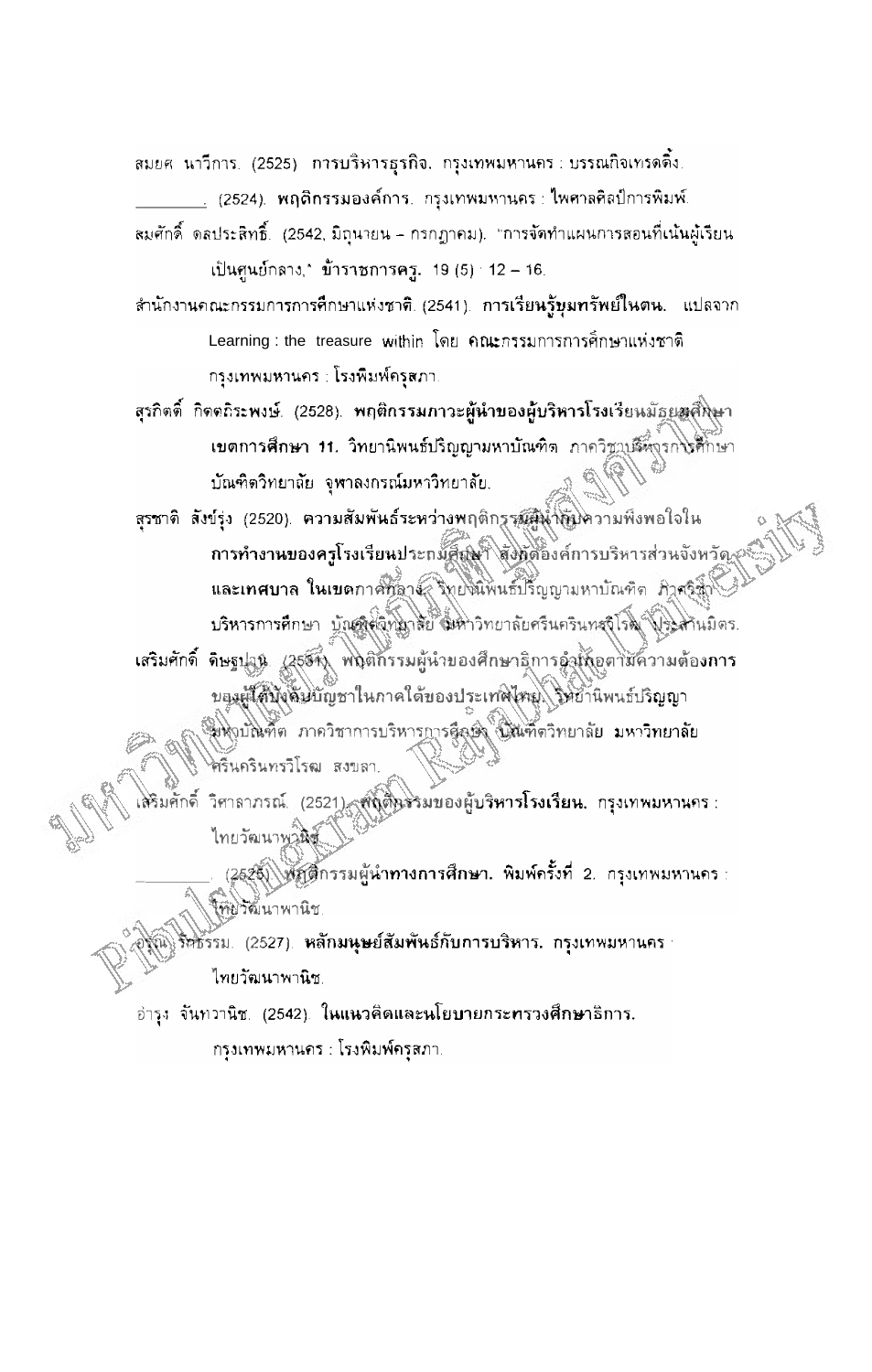สมยศ นาวีการ. (2525). การบริหารธุรกิจ. กรุงเทพมหานคร : บรรณกิจเทรดดิ้ง.

________. (2524). **พฤติกรรมองค์การ.** กรุงเทพมหานคร : ไพศาลศิลป์การพิมพ์.

สมศักดิ์ ดลประสิทธิ์. (2542, มิถุนายน – กรกฎาคม). "การจัดทำแผนการสอนที่เน้นผู้เรียนเป็นศูนย์กลาง." **ข้าราชการครู.** 19 (5) : 12 – 16.

สำนักงานคณะกรรมการการศึกษาแห่งชาติ. (2541). **การเรียนรู้ขุมทรัพย์ในตน.** แปลจาก Learning : the treasure within โดย คณะกรรมการการศึกษาแห่งชาติ กรุงเทพมหานคร : โรงพิมพ์คุรุสภา.

สุรกิตติ์ กิตตถิระพงษ์. (2528). **พฤติกรรมภาวะผู้นำของผู้บริหารโรงเรียนมัธยมศึกษา เขตการศึกษา 11.** วิทยานิพนธ์ปริญญามหาบัณฑิต ภาควิชาบริหารการศึกษา บัณฑิตวิทยาลัย จุฬาลงกรณ์มหาวิทยาลัย.

สุรชาติ สังข์รุ่ง (2520). **ความสัมพันธ์ระหว่างพฤติกรรมผู้นำกับความพึงพอใจในการทำงานของครูโรงเรียนประถมศึกษา สังกัดองค์การบริหารส่วนจังหวัดและเทศบาล ในเขตภาคกลาง.** วิทยานิพนธ์ปริญญามหาบัณฑิต ภาควิชาบริหารการศึกษา บัณฑิตวิทยาลัย มหาวิทยาลัยศรีนครินทรวิโรฒ ประสานมิตร.

เสริมศักดิ์ ดิษฐปาน. (2534). **พฤติกรรมผู้นำของศึกษาธิการอำเภอตามความต้องการของผู้ใต้บังคับบัญชาในภาคใต้ของประเทศไทย.** วิทยานิพนธ์ปริญญามหาบัณฑิต ภาควิชาการบริหารการศึกษา บัณฑิตวิทยาลัย มหาวิทยาลัยศรีนครินทรวิโรฒ สงขลา.

เสริมศักดิ์ วิศาลาภรณ์. (2521). **พฤติกรรมของผู้บริหารโรงเรียน.** กรุงเทพมหานคร : ไทยวัฒนาพานิช.

________. (2525). **พฤติกรรมผู้นำทางการศึกษา.** พิมพ์ครั้งที่ 2. กรุงเทพมหานคร : ไทยวัฒนาพานิช.

อรุณ รักธรรม. (2527). **หลักมนุษย์สัมพันธ์กับการบริหาร.** กรุงเทพมหานคร : ไทยวัฒนาพานิช.

อำรุง จันทวานิช. (2542). **ในแนวคิดและนโยบายกระทรวงศึกษาธิการ.** กรุงเทพมหานคร : โรงพิมพ์คุรุสภา.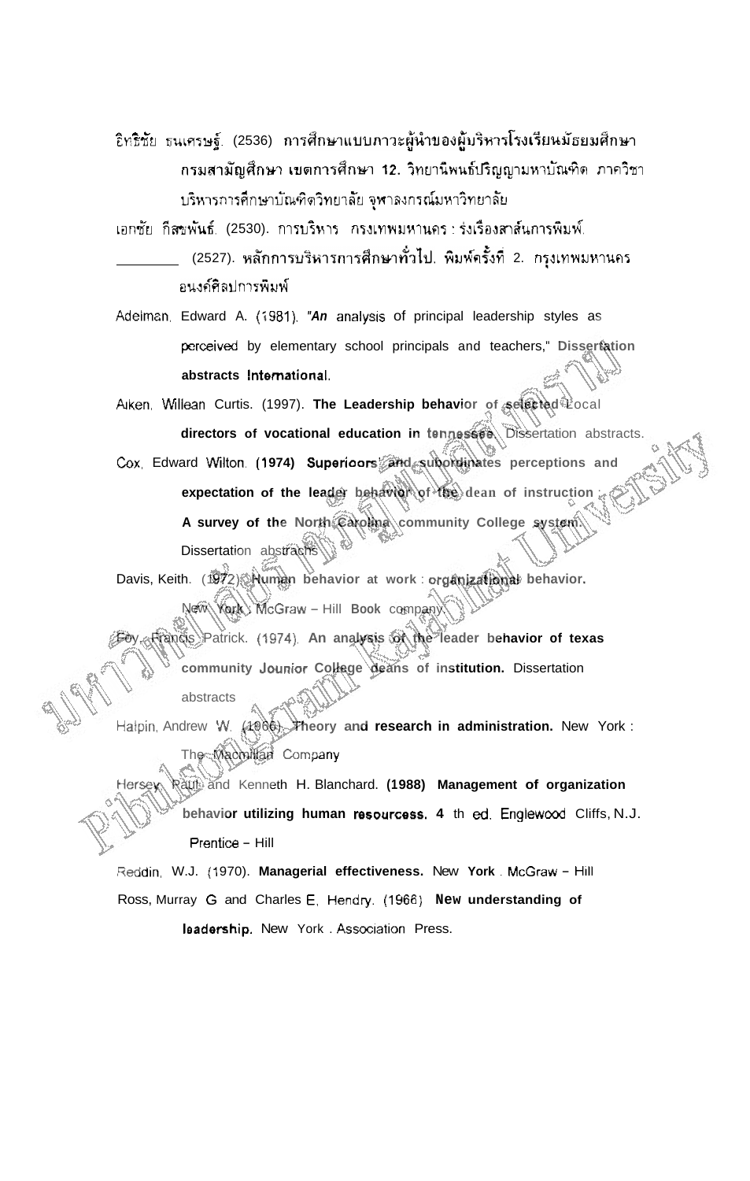อิทธิชัย ธนเศรษฐ์. (2536) **การศึกษาแบบภาวะผู้นำของผู้บริหารโรงเรียนมัธยมศึกษา กรมสามัญศึกษา เขตการศึกษา 12.** วิทยานิพนธ์ปริญญามหาบัณฑิต ภาควิชาบริหารการศึกษาบัณฑิตวิทยาลัย จุฬาลงกรณ์มหาวิทยาลัย

เอกชัย กี่สุขพันธ์. (2530). การบริหาร กรุงเทพมหานคร : ร่งเรืองสาส์นการพิมพ์.

________ (2527). **หลักการบริหารการศึกษาทั่วไป.** พิมพ์ครั้งที่ 2. กรุงเทพมหานคร อนงค์ศิลปการพิมพ์

Adelman, Edward A. (1981). *"An analysis of principal leadership styles as perceived by elementary school principals and teachers,"* **Dissertation abstracts International.**

Aiken, Willean Curtis. (1997). **The Leadership behavior of selected Local directors of vocational education in tennessee.** Dissertation abstracts.

Cox, Edward Wilton. (1974) **Superioors' and subordinates perceptions and expectation of the leader behavior of the dean of instruction : A survey of the North Carolina community College system.** Dissertation abstracts

Davis, Keith. (1972). **Human behavior at work : organizational behavior.** New York : McGraw – Hill Book company.

Foy, Francis Patrick. (1974). **An analysis of the leader behavior of texas community Jounior College deans of institution.** Dissertation abstracts

Halpin, Andrew W. (1966). **Theory and research in administration.** New York : The Macmillan Company

Hersey, Paul and Kenneth H. Blanchard. (1988) **Management of organization behavior utilizing human resourcess.** 4 th ed. Englewood Cliffs, N.J. Prentice – Hill

Reddin, W.J. (1970). **Managerial effectiveness.** New York . McGraw – Hill

Ross, Murray G and Charles E, Hendry. (1966) **New understanding of leadership.** New York . Association Press.